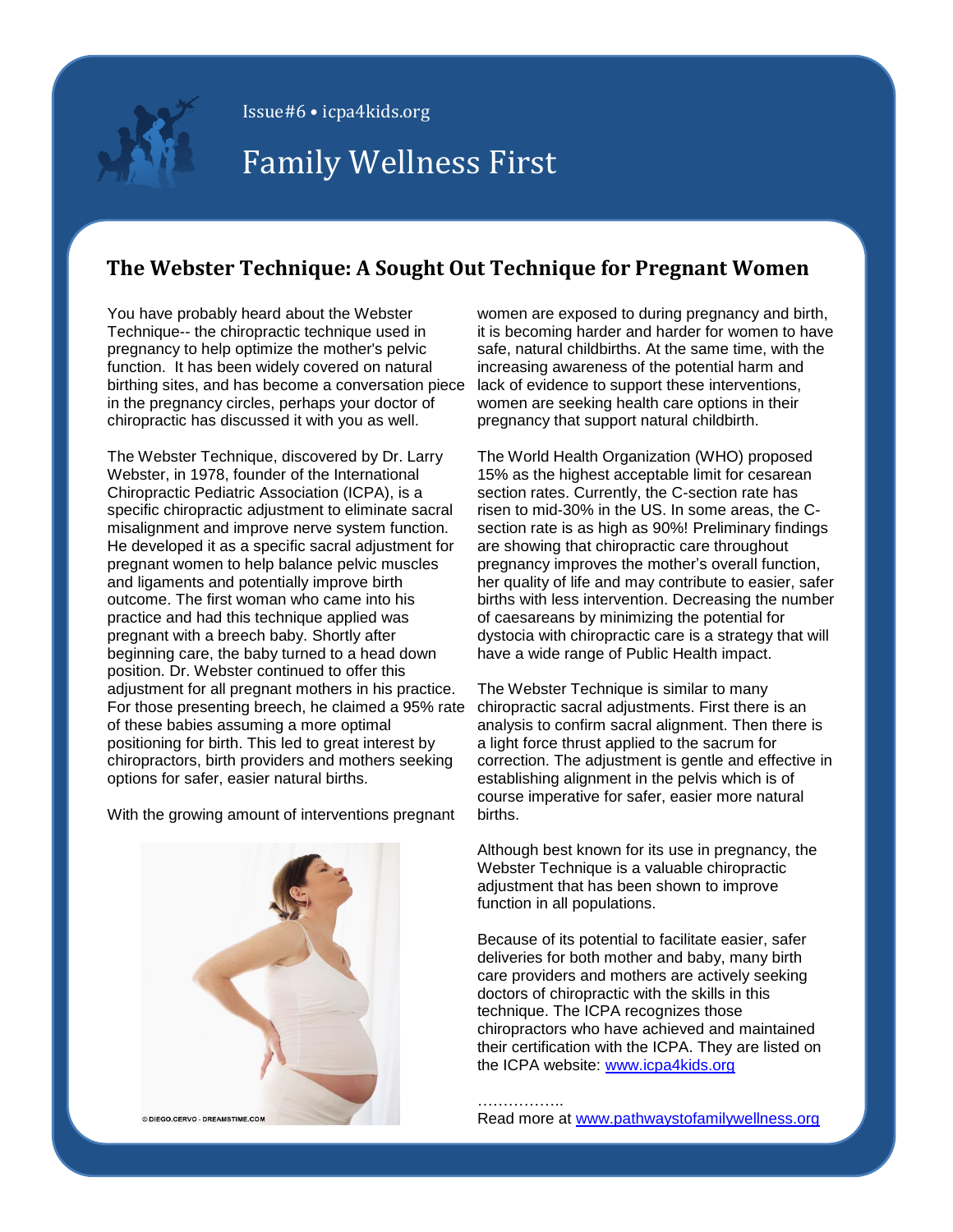Issue#6 • icpa4kids.org

# Family Wellness First

## The Webster Technique: A Sought Out Technique for Pregnant Women

You have probably heard about the Webster Technique-- the chiropractic technique used in pregnancy to help optimize the mother's pelvic function. It has been widely covered on natural birthing sites, and has become a conversation piece in the pregnancy circles, perhaps your doctor of chiropractic has discussed it with you as well.

The Webster Technique, discovered by Dr. Larry Webster, in 1978, founder of the International Chiropractic Pediatric Association (ICPA), is a specific chiropractic adjustment to eliminate sacral misalignment and improve nerve system function. He developed it as a specific sacral adjustment for pregnant women to help balance pelvic muscles and ligaments and potentially improve birth outcome. The first woman who came into his practice and had this technique applied was pregnant with a breech baby. Shortly after beginning care, the baby turned to a head down position. Dr. Webster continued to offer this adjustment for all pregnant mothers in his practice. For those presenting breech, he claimed a 95% rate of these babies assuming a more optimal positioning for birth. This led to great interest by chiropractors, birth providers and mothers seeking options for safer, easier natural births.

With the growing amount of interventions pregnant women are exposed to during pregnancy and birth, it is becoming harder and harder for women to have safe, natural childbirths. At the same time, with the increasing awareness of the potential harm and lack of evidence to support these interventions, women are seeking health care options in their pregnancy that support natural childbirth.

© DIEGO.CERVO - DREAMSTIME.COM

The World Health Organization (WHO) proposed 15% as the highest acceptable limit for cesarean section rates. Currently, the C-section rate has risen to mid-30% in the US. In some areas, the C-section rate is as high as 90%! Preliminary findings are showing that chiropractic care throughout pregnancy improves the mother's overall function, her quality of life and may contribute to easier, safer births with less intervention. Decreasing the number of caesareans by minimizing the potential for dystocia with chiropractic care is a strategy that will have a wide range of Public Health impact.

The Webster Technique is similar to many chiropractic sacral adjustments. First there is an analysis to confirm sacral alignment. Then there is a light force thrust applied to the sacrum for correction. The adjustment is gentle and effective in establishing alignment in the pelvis which is of course imperative for safer, easier more natural births.

Although best known for its use in pregnancy, the Webster Technique is a valuable chiropractic adjustment that has been shown to improve function in all populations.

Because of its potential to facilitate easier, safer deliveries for both mother and baby, many birth care providers and mothers are actively seeking doctors of chiropractic with the skills in this technique. The ICPA recognizes those chiropractors who have achieved and maintained their certification with the ICPA. They are listed on the ICPA website: [www.icpa4kids.org](http://www.icpa4kids.org)

……………..

Read more at [www.pathwaystofamilywellness.org](http://www.pathwaystofamilywellness.org)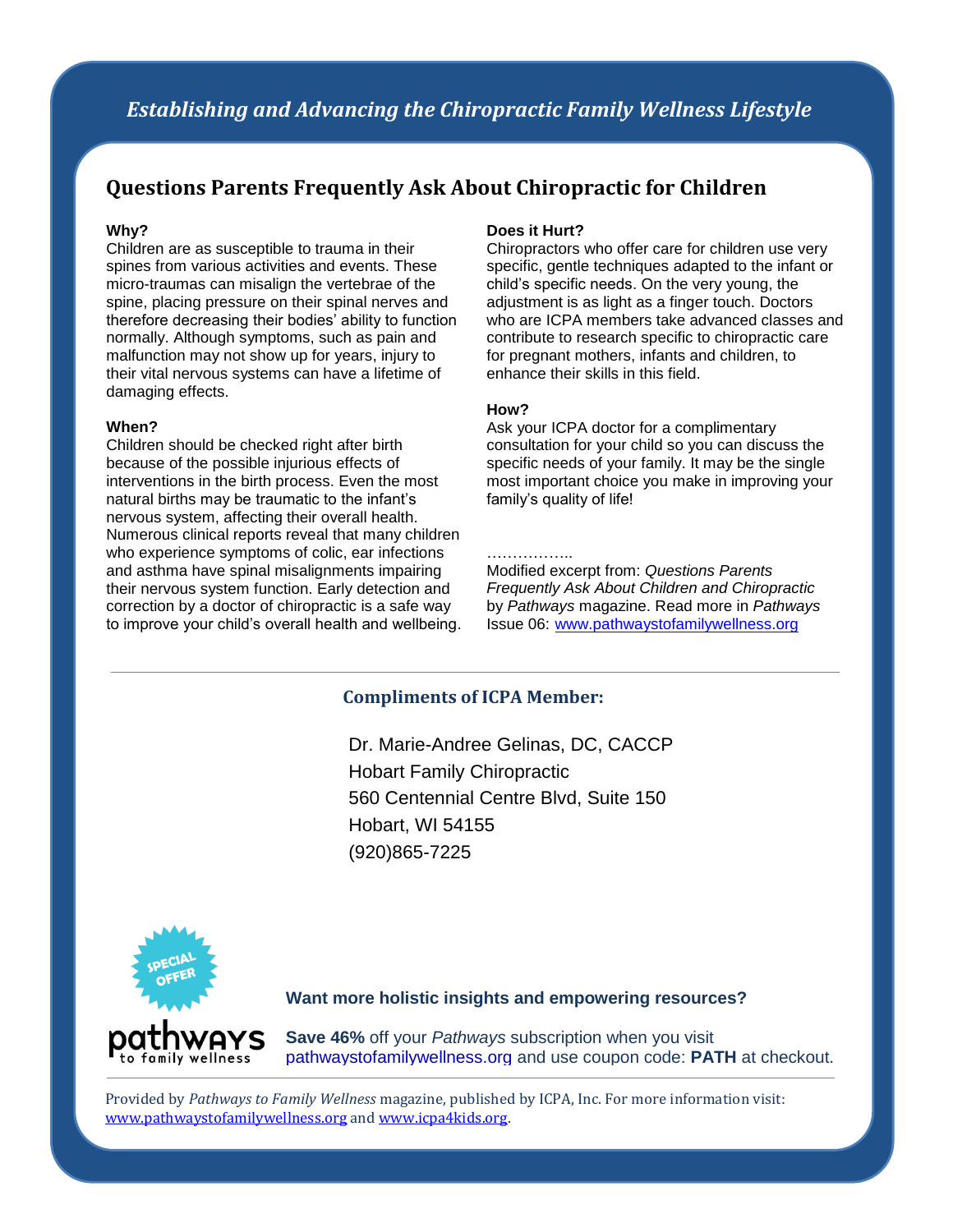*Establishing and Advancing the Chiropractic Family Wellness Lifestyle*

## Questions Parents Frequently Ask About Chiropractic for Children

**Why?**
Children are as susceptible to trauma in their spines from various activities and events. These micro-traumas can misalign the vertebrae of the spine, placing pressure on their spinal nerves and therefore decreasing their bodies' ability to function normally. Although symptoms, such as pain and malfunction may not show up for years, injury to their vital nervous systems can have a lifetime of damaging effects.

**When?**
Children should be checked right after birth because of the possible injurious effects of interventions in the birth process. Even the most natural births may be traumatic to the infant's nervous system, affecting their overall health. Numerous clinical reports reveal that many children who experience symptoms of colic, ear infections and asthma have spinal misalignments impairing their nervous system function. Early detection and correction by a doctor of chiropractic is a safe way to improve your child's overall health and wellbeing.

**Does it Hurt?**
Chiropractors who offer care for children use very specific, gentle techniques adapted to the infant or child's specific needs. On the very young, the adjustment is as light as a finger touch. Doctors who are ICPA members take advanced classes and contribute to research specific to chiropractic care for pregnant mothers, infants and children, to enhance their skills in this field.

**How?**
Ask your ICPA doctor for a complimentary consultation for your child so you can discuss the specific needs of your family. It may be the single most important choice you make in improving your family's quality of life!

……………..

Modified excerpt from: *Questions Parents Frequently Ask About Children and Chiropractic* by *Pathways* magazine. Read more in *Pathways* Issue 06: www.pathwaystofamilywellness.org

---

**Compliments of ICPA Member:**

Dr. Marie-Andree Gelinas, DC, CACCP
Hobart Family Chiropractic
560 Centennial Centre Blvd, Suite 150
Hobart, WI 54155
(920)865-7225

SPECIAL OFFER

pathways to family wellness

**Want more holistic insights and empowering resources?**

**Save 46%** off your *Pathways* subscription when you visit pathwaystofamilywellness.org and use coupon code: **PATH** at checkout.

Provided by *Pathways to Family Wellness* magazine, published by ICPA, Inc. For more information visit: www.pathwaystofamilywellness.org and www.icpa4kids.org.